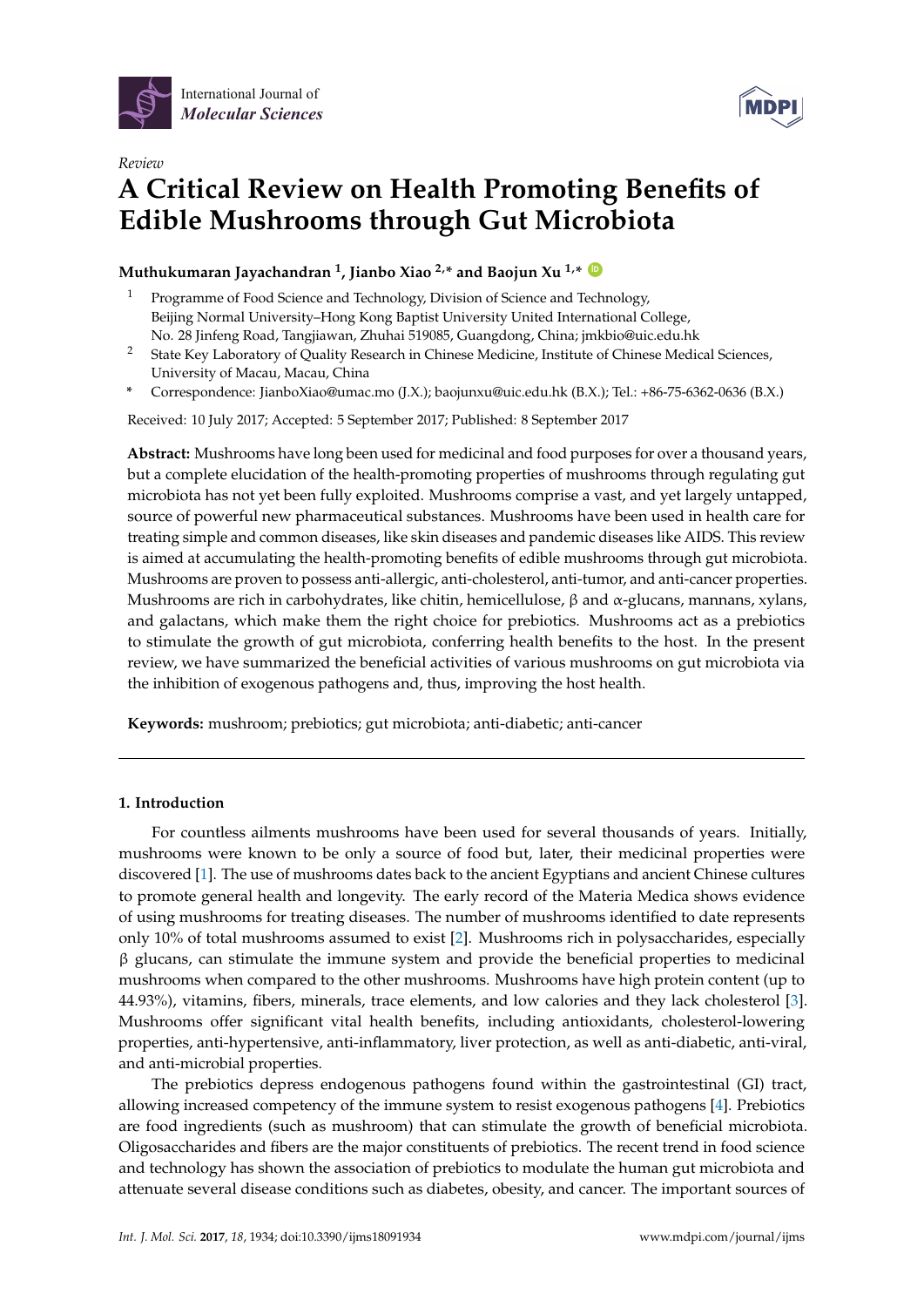Review

# A Critical Review on Health Promoting Benefits of Edible Mushrooms through Gut Microbiota

**Muthukumaran Jayachandran [1], Jianbo Xiao [2,*] and Baojun Xu [1,*]**

[1] Programme of Food Science and Technology, Division of Science and Technology, Beijing Normal University–Hong Kong Baptist University United International College, No. 28 Jinfeng Road, Tangjiawan, Zhuhai 519085, Guangdong, China; jmkbio@uic.edu.hk

[2] State Key Laboratory of Quality Research in Chinese Medicine, Institute of Chinese Medical Sciences, University of Macau, Macau, China

[*] Correspondence: JianboXiao@umac.mo (J.X.); baojunxu@uic.edu.hk (B.X.); Tel.: +86-75-6362-0636 (B.X.)

Received: 10 July 2017; Accepted: 5 September 2017; Published: 8 September 2017

**Abstract:** Mushrooms have long been used for medicinal and food purposes for over a thousand years, but a complete elucidation of the health-promoting properties of mushrooms through regulating gut microbiota has not yet been fully exploited. Mushrooms comprise a vast, and yet largely untapped, source of powerful new pharmaceutical substances. Mushrooms have been used in health care for treating simple and common diseases, like skin diseases and pandemic diseases like AIDS. This review is aimed at accumulating the health-promoting benefits of edible mushrooms through gut microbiota. Mushrooms are proven to possess anti-allergic, anti-cholesterol, anti-tumor, and anti-cancer properties. Mushrooms are rich in carbohydrates, like chitin, hemicellulose, β and α-glucans, mannans, xylans, and galactans, which make them the right choice for prebiotics. Mushrooms act as a prebiotics to stimulate the growth of gut microbiota, conferring health benefits to the host. In the present review, we have summarized the beneficial activities of various mushrooms on gut microbiota via the inhibition of exogenous pathogens and, thus, improving the host health.

**Keywords:** mushroom; prebiotics; gut microbiota; anti-diabetic; anti-cancer

## 1. Introduction

For countless ailments mushrooms have been used for several thousands of years. Initially, mushrooms were known to be only a source of food but, later, their medicinal properties were discovered [1]. The use of mushrooms dates back to the ancient Egyptians and ancient Chinese cultures to promote general health and longevity. The early record of the Materia Medica shows evidence of using mushrooms for treating diseases. The number of mushrooms identified to date represents only 10% of total mushrooms assumed to exist [2]. Mushrooms rich in polysaccharides, especially β glucans, can stimulate the immune system and provide the beneficial properties to medicinal mushrooms when compared to the other mushrooms. Mushrooms have high protein content (up to 44.93%), vitamins, fibers, minerals, trace elements, and low calories and they lack cholesterol [3]. Mushrooms offer significant vital health benefits, including antioxidants, cholesterol-lowering properties, anti-hypertensive, anti-inflammatory, liver protection, as well as anti-diabetic, anti-viral, and anti-microbial properties.

The prebiotics depress endogenous pathogens found within the gastrointestinal (GI) tract, allowing increased competency of the immune system to resist exogenous pathogens [4]. Prebiotics are food ingredients (such as mushroom) that can stimulate the growth of beneficial microbiota. Oligosaccharides and fibers are the major constituents of prebiotics. The recent trend in food science and technology has shown the association of prebiotics to modulate the human gut microbiota and attenuate several disease conditions such as diabetes, obesity, and cancer. The important sources of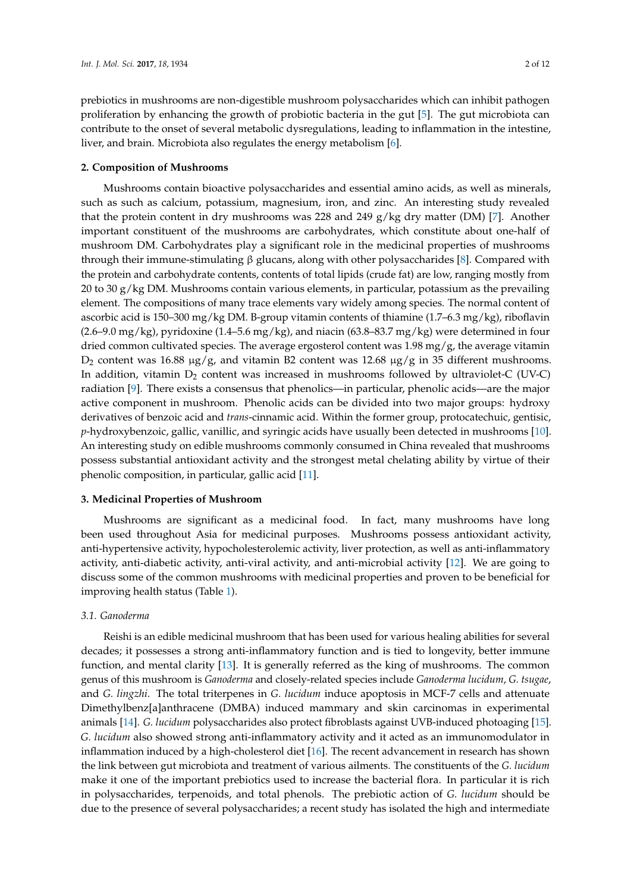prebiotics in mushrooms are non-digestible mushroom polysaccharides which can inhibit pathogen proliferation by enhancing the growth of probiotic bacteria in the gut [5]. The gut microbiota can contribute to the onset of several metabolic dysregulations, leading to inflammation in the intestine, liver, and brain. Microbiota also regulates the energy metabolism [6].

## 2. Composition of Mushrooms

Mushrooms contain bioactive polysaccharides and essential amino acids, as well as minerals, such as such as calcium, potassium, magnesium, iron, and zinc. An interesting study revealed that the protein content in dry mushrooms was 228 and 249 g/kg dry matter (DM) [7]. Another important constituent of the mushrooms are carbohydrates, which constitute about one-half of mushroom DM. Carbohydrates play a significant role in the medicinal properties of mushrooms through their immune-stimulating β glucans, along with other polysaccharides [8]. Compared with the protein and carbohydrate contents, contents of total lipids (crude fat) are low, ranging mostly from 20 to 30 g/kg DM. Mushrooms contain various elements, in particular, potassium as the prevailing element. The compositions of many trace elements vary widely among species. The normal content of ascorbic acid is 150–300 mg/kg DM. B-group vitamin contents of thiamine (1.7–6.3 mg/kg), riboflavin (2.6–9.0 mg/kg), pyridoxine (1.4–5.6 mg/kg), and niacin (63.8–83.7 mg/kg) were determined in four dried common cultivated species. The average ergosterol content was 1.98 mg/g, the average vitamin $D_2$ content was 16.88 μg/g, and vitamin B2 content was 12.68 μg/g in 35 different mushrooms. In addition, vitamin $D_2$ content was increased in mushrooms followed by ultraviolet-C (UV-C) radiation [9]. There exists a consensus that phenolics—in particular, phenolic acids—are the major active component in mushroom. Phenolic acids can be divided into two major groups: hydroxy derivatives of benzoic acid and *trans*-cinnamic acid. Within the former group, protocatechuic, gentisic, *p*-hydroxybenzoic, gallic, vanillic, and syringic acids have usually been detected in mushrooms [10]. An interesting study on edible mushrooms commonly consumed in China revealed that mushrooms possess substantial antioxidant activity and the strongest metal chelating ability by virtue of their phenolic composition, in particular, gallic acid [11].

## 3. Medicinal Properties of Mushroom

Mushrooms are significant as a medicinal food. In fact, many mushrooms have long been used throughout Asia for medicinal purposes. Mushrooms possess antioxidant activity, anti-hypertensive activity, hypocholesterolemic activity, liver protection, as well as anti-inflammatory activity, anti-diabetic activity, anti-viral activity, and anti-microbial activity [12]. We are going to discuss some of the common mushrooms with medicinal properties and proven to be beneficial for improving health status (Table 1).

### 3.1. *Ganoderma*

Reishi is an edible medicinal mushroom that has been used for various healing abilities for several decades; it possesses a strong anti-inflammatory function and is tied to longevity, better immune function, and mental clarity [13]. It is generally referred as the king of mushrooms. The common genus of this mushroom is *Ganoderma* and closely-related species include *Ganoderma lucidum*, *G. tsugae*, and *G. lingzhi*. The total triterpenes in *G. lucidum* induce apoptosis in MCF-7 cells and attenuate Dimethylbenz[a]anthracene (DMBA) induced mammary and skin carcinomas in experimental animals [14]. *G. lucidum* polysaccharides also protect fibroblasts against UVB-induced photoaging [15]. *G. lucidum* also showed strong anti-inflammatory activity and it acted as an immunomodulator in inflammation induced by a high-cholesterol diet [16]. The recent advancement in research has shown the link between gut microbiota and treatment of various ailments. The constituents of the *G. lucidum* make it one of the important prebiotics used to increase the bacterial flora. In particular it is rich in polysaccharides, terpenoids, and total phenols. The prebiotic action of *G. lucidum* should be due to the presence of several polysaccharides; a recent study has isolated the high and intermediate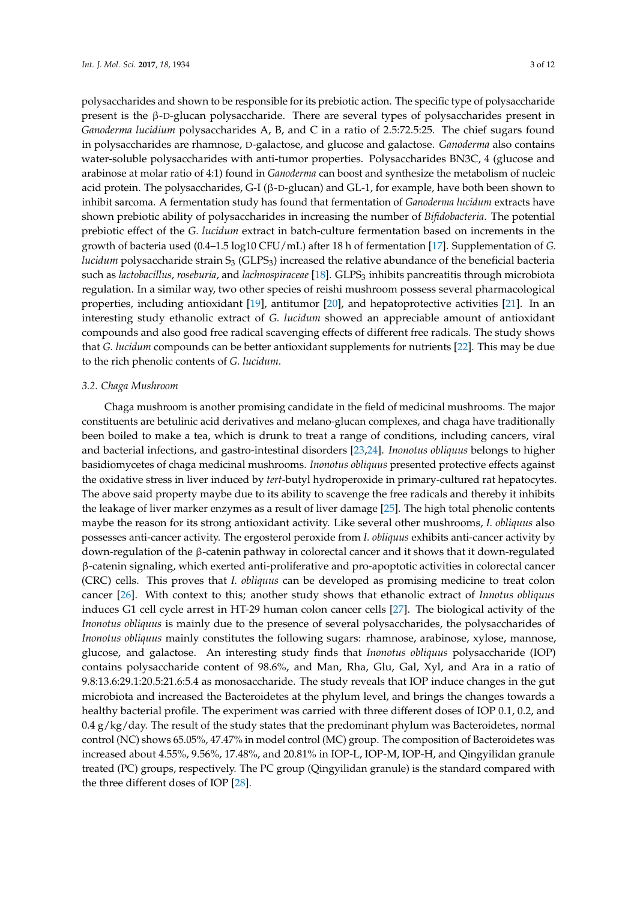polysaccharides and shown to be responsible for its prebiotic action. The specific type of polysaccharide present is the β-D-glucan polysaccharide. There are several types of polysaccharides present in *Ganoderma lucidium* polysaccharides A, B, and C in a ratio of 2.5:72.5:25. The chief sugars found in polysaccharides are rhamnose, D-galactose, and glucose and galactose. *Ganoderma* also contains water-soluble polysaccharides with anti-tumor properties. Polysaccharides BN3C, 4 (glucose and arabinose at molar ratio of 4:1) found in *Ganoderma* can boost and synthesize the metabolism of nucleic acid protein. The polysaccharides, G-I (β-D-glucan) and GL-1, for example, have both been shown to inhibit sarcoma. A fermentation study has found that fermentation of *Ganoderma lucidum* extracts have shown prebiotic ability of polysaccharides in increasing the number of *Bifidobacteria*. The potential prebiotic effect of the *G. lucidum* extract in batch-culture fermentation based on increments in the growth of bacteria used (0.4–1.5 log10 CFU/mL) after 18 h of fermentation [17]. Supplementation of *G. lucidum* polysaccharide strain $S_3$ ($GLPS_3$) increased the relative abundance of the beneficial bacteria such as *lactobacillus*, *roseburia*, and *lachnospiraceae* [18]. $GLPS_3$ inhibits pancreatitis through microbiota regulation. In a similar way, two other species of reishi mushroom possess several pharmacological properties, including antioxidant [19], antitumor [20], and hepatoprotective activities [21]. In an interesting study ethanolic extract of *G. lucidum* showed an appreciable amount of antioxidant compounds and also good free radical scavenging effects of different free radicals. The study shows that *G. lucidum* compounds can be better antioxidant supplements for nutrients [22]. This may be due to the rich phenolic contents of *G. lucidum*.

### 3.2. Chaga Mushroom

Chaga mushroom is another promising candidate in the field of medicinal mushrooms. The major constituents are betulinic acid derivatives and melano-glucan complexes, and chaga have traditionally been boiled to make a tea, which is drunk to treat a range of conditions, including cancers, viral and bacterial infections, and gastro-intestinal disorders [23,24]. *Inonotus obliquus* belongs to higher basidiomycetes of chaga medicinal mushrooms. *Inonotus obliquus* presented protective effects against the oxidative stress in liver induced by *tert*-butyl hydroperoxide in primary-cultured rat hepatocytes. The above said property maybe due to its ability to scavenge the free radicals and thereby it inhibits the leakage of liver marker enzymes as a result of liver damage [25]. The high total phenolic contents maybe the reason for its strong antioxidant activity. Like several other mushrooms, *I. obliquus* also possesses anti-cancer activity. The ergosterol peroxide from *I. obliquus* exhibits anti-cancer activity by down-regulation of the β-catenin pathway in colorectal cancer and it shows that it down-regulated β-catenin signaling, which exerted anti-proliferative and pro-apoptotic activities in colorectal cancer (CRC) cells. This proves that *I. obliquus* can be developed as promising medicine to treat colon cancer [26]. With context to this; another study shows that ethanolic extract of *Innotus obliquus* induces G1 cell cycle arrest in HT-29 human colon cancer cells [27]. The biological activity of the *Inonotus obliquus* is mainly due to the presence of several polysaccharides, the polysaccharides of *Inonotus obliquus* mainly constitutes the following sugars: rhamnose, arabinose, xylose, mannose, glucose, and galactose. An interesting study finds that *Inonotus obliquus* polysaccharide (IOP) contains polysaccharide content of 98.6%, and Man, Rha, Glu, Gal, Xyl, and Ara in a ratio of 9.8:13.6:29.1:20.5:21.6:5.4 as monosaccharide. The study reveals that IOP induce changes in the gut microbiota and increased the Bacteroidetes at the phylum level, and brings the changes towards a healthy bacterial profile. The experiment was carried with three different doses of IOP 0.1, 0.2, and 0.4 g/kg/day. The result of the study states that the predominant phylum was Bacteroidetes, normal control (NC) shows 65.05%, 47.47% in model control (MC) group. The composition of Bacteroidetes was increased about 4.55%, 9.56%, 17.48%, and 20.81% in IOP-L, IOP-M, IOP-H, and Qingyilidan granule treated (PC) groups, respectively. The PC group (Qingyilidan granule) is the standard compared with the three different doses of IOP [28].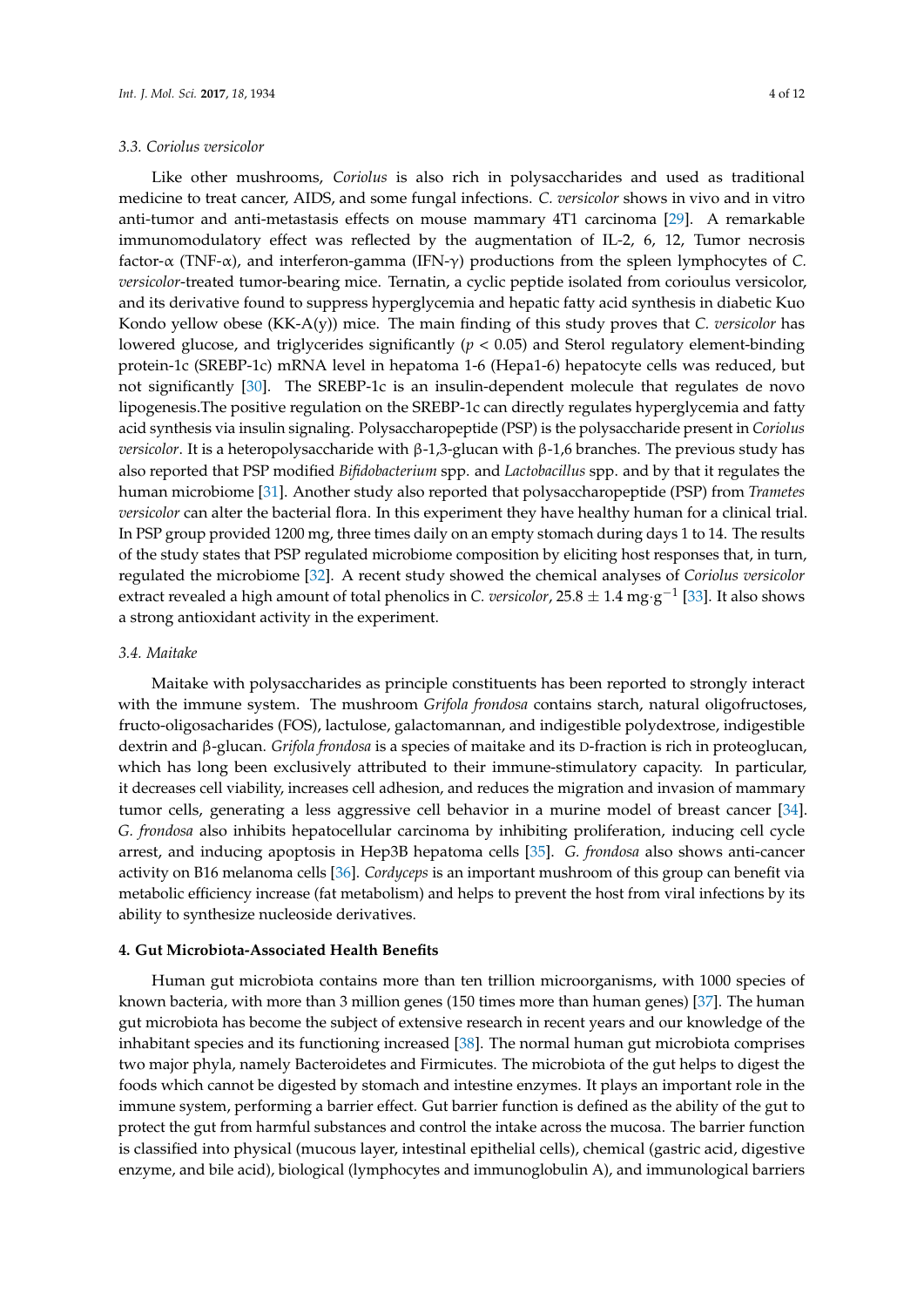### 3.3. *Coriolus versicolor*

Like other mushrooms, *Coriolus* is also rich in polysaccharides and used as traditional medicine to treat cancer, AIDS, and some fungal infections. *C. versicolor* shows in vivo and in vitro anti-tumor and anti-metastasis effects on mouse mammary 4T1 carcinoma [29]. A remarkable immunomodulatory effect was reflected by the augmentation of IL-2, 6, 12, Tumor necrosis factor-α (TNF-α), and interferon-gamma (IFN-γ) productions from the spleen lymphocytes of *C. versicolor*-treated tumor-bearing mice. Ternatin, a cyclic peptide isolated from corioulus versicolor, and its derivative found to suppress hyperglycemia and hepatic fatty acid synthesis in diabetic Kuo Kondo yellow obese (KK-A(y)) mice. The main finding of this study proves that *C. versicolor* has lowered glucose, and triglycerides significantly ($p < 0.05$) and Sterol regulatory element-binding protein-1c (SREBP-1c) mRNA level in hepatoma 1-6 (Hepa1-6) hepatocyte cells was reduced, but not significantly [30]. The SREBP-1c is an insulin-dependent molecule that regulates de novo lipogenesis.The positive regulation on the SREBP-1c can directly regulates hyperglycemia and fatty acid synthesis via insulin signaling. Polysaccharopeptide (PSP) is the polysaccharide present in *Coriolus versicolor*. It is a heteropolysaccharide with β-1,3-glucan with β-1,6 branches. The previous study has also reported that PSP modified *Bifidobacterium* spp. and *Lactobacillus* spp. and by that it regulates the human microbiome [31]. Another study also reported that polysaccharopeptide (PSP) from *Trametes versicolor* can alter the bacterial flora. In this experiment they have healthy human for a clinical trial. In PSP group provided 1200 mg, three times daily on an empty stomach during days 1 to 14. The results of the study states that PSP regulated microbiome composition by eliciting host responses that, in turn, regulated the microbiome [32]. A recent study showed the chemical analyses of *Coriolus versicolor* extract revealed a high amount of total phenolics in *C. versicolor*, $25.8 \pm 1.4$ mg·g$^{-1}$ [33]. It also shows a strong antioxidant activity in the experiment.

### 3.4. Maitake

Maitake with polysaccharides as principle constituents has been reported to strongly interact with the immune system. The mushroom *Grifola frondosa* contains starch, natural oligofructoses, fructo-oligosacharides (FOS), lactulose, galactomannan, and indigestible polydextrose, indigestible dextrin and β-glucan. *Grifola frondosa* is a species of maitake and its D-fraction is rich in proteoglucan, which has long been exclusively attributed to their immune-stimulatory capacity. In particular, it decreases cell viability, increases cell adhesion, and reduces the migration and invasion of mammary tumor cells, generating a less aggressive cell behavior in a murine model of breast cancer [34]. *G. frondosa* also inhibits hepatocellular carcinoma by inhibiting proliferation, inducing cell cycle arrest, and inducing apoptosis in Hep3B hepatoma cells [35]. *G. frondosa* also shows anti-cancer activity on B16 melanoma cells [36]. *Cordyceps* is an important mushroom of this group can benefit via metabolic efficiency increase (fat metabolism) and helps to prevent the host from viral infections by its ability to synthesize nucleoside derivatives.

## 4. Gut Microbiota-Associated Health Benefits

Human gut microbiota contains more than ten trillion microorganisms, with 1000 species of known bacteria, with more than 3 million genes (150 times more than human genes) [37]. The human gut microbiota has become the subject of extensive research in recent years and our knowledge of the inhabitant species and its functioning increased [38]. The normal human gut microbiota comprises two major phyla, namely Bacteroidetes and Firmicutes. The microbiota of the gut helps to digest the foods which cannot be digested by stomach and intestine enzymes. It plays an important role in the immune system, performing a barrier effect. Gut barrier function is defined as the ability of the gut to protect the gut from harmful substances and control the intake across the mucosa. The barrier function is classified into physical (mucous layer, intestinal epithelial cells), chemical (gastric acid, digestive enzyme, and bile acid), biological (lymphocytes and immunoglobulin A), and immunological barriers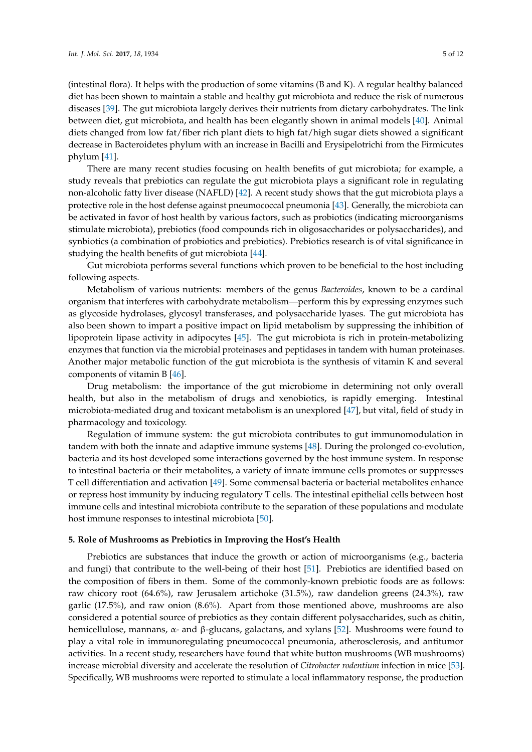(intestinal flora). It helps with the production of some vitamins (B and K). A regular healthy balanced diet has been shown to maintain a stable and healthy gut microbiota and reduce the risk of numerous diseases [39]. The gut microbiota largely derives their nutrients from dietary carbohydrates. The link between diet, gut microbiota, and health has been elegantly shown in animal models [40]. Animal diets changed from low fat/fiber rich plant diets to high fat/high sugar diets showed a significant decrease in Bacteroidetes phylum with an increase in Bacilli and Erysipelotrichi from the Firmicutes phylum [41].

There are many recent studies focusing on health benefits of gut microbiota; for example, a study reveals that prebiotics can regulate the gut microbiota plays a significant role in regulating non-alcoholic fatty liver disease (NAFLD) [42]. A recent study shows that the gut microbiota plays a protective role in the host defense against pneumococcal pneumonia [43]. Generally, the microbiota can be activated in favor of host health by various factors, such as probiotics (indicating microorganisms stimulate microbiota), prebiotics (food compounds rich in oligosaccharides or polysaccharides), and synbiotics (a combination of probiotics and prebiotics). Prebiotics research is of vital significance in studying the health benefits of gut microbiota [44].

Gut microbiota performs several functions which proven to be beneficial to the host including following aspects.

Metabolism of various nutrients: members of the genus *Bacteroides*, known to be a cardinal organism that interferes with carbohydrate metabolism—perform this by expressing enzymes such as glycoside hydrolases, glycosyl transferases, and polysaccharide lyases. The gut microbiota has also been shown to impart a positive impact on lipid metabolism by suppressing the inhibition of lipoprotein lipase activity in adipocytes [45]. The gut microbiota is rich in protein-metabolizing enzymes that function via the microbial proteinases and peptidases in tandem with human proteinases. Another major metabolic function of the gut microbiota is the synthesis of vitamin K and several components of vitamin B [46].

Drug metabolism: the importance of the gut microbiome in determining not only overall health, but also in the metabolism of drugs and xenobiotics, is rapidly emerging. Intestinal microbiota-mediated drug and toxicant metabolism is an unexplored [47], but vital, field of study in pharmacology and toxicology.

Regulation of immune system: the gut microbiota contributes to gut immunomodulation in tandem with both the innate and adaptive immune systems [48]. During the prolonged co-evolution, bacteria and its host developed some interactions governed by the host immune system. In response to intestinal bacteria or their metabolites, a variety of innate immune cells promotes or suppresses T cell differentiation and activation [49]. Some commensal bacteria or bacterial metabolites enhance or repress host immunity by inducing regulatory T cells. The intestinal epithelial cells between host immune cells and intestinal microbiota contribute to the separation of these populations and modulate host immune responses to intestinal microbiota [50].

## 5. Role of Mushrooms as Prebiotics in Improving the Host's Health

Prebiotics are substances that induce the growth or action of microorganisms (e.g., bacteria and fungi) that contribute to the well-being of their host [51]. Prebiotics are identified based on the composition of fibers in them. Some of the commonly-known prebiotic foods are as follows: raw chicory root (64.6%), raw Jerusalem artichoke (31.5%), raw dandelion greens (24.3%), raw garlic (17.5%), and raw onion (8.6%). Apart from those mentioned above, mushrooms are also considered a potential source of prebiotics as they contain different polysaccharides, such as chitin, hemicellulose, mannans, α- and β-glucans, galactans, and xylans [52]. Mushrooms were found to play a vital role in immunoregulating pneumococcal pneumonia, atherosclerosis, and antitumor activities. In a recent study, researchers have found that white button mushrooms (WB mushrooms) increase microbial diversity and accelerate the resolution of *Citrobacter rodentium* infection in mice [53]. Specifically, WB mushrooms were reported to stimulate a local inflammatory response, the production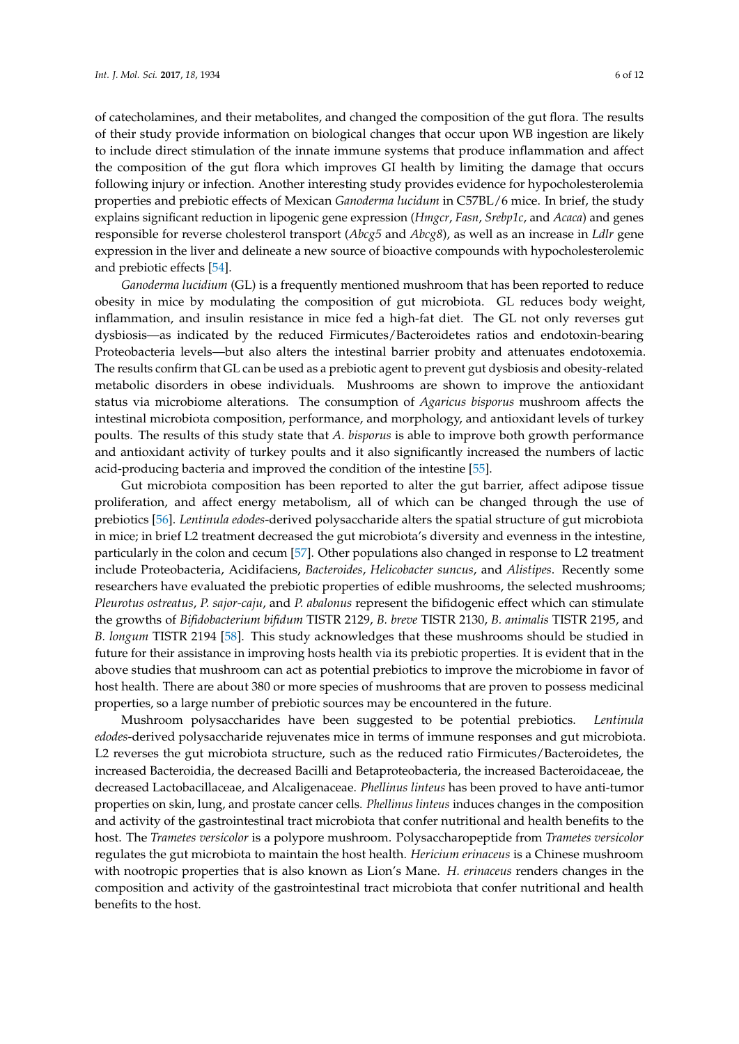of catecholamines, and their metabolites, and changed the composition of the gut flora. The results of their study provide information on biological changes that occur upon WB ingestion are likely to include direct stimulation of the innate immune systems that produce inflammation and affect the composition of the gut flora which improves GI health by limiting the damage that occurs following injury or infection. Another interesting study provides evidence for hypocholesterolemia properties and prebiotic effects of Mexican *Ganoderma lucidum* in C57BL/6 mice. In brief, the study explains significant reduction in lipogenic gene expression (*Hmgcr*, *Fasn*, *Srebp1c*, and *Acaca*) and genes responsible for reverse cholesterol transport (*Abcg5* and *Abcg8*), as well as an increase in *Ldlr* gene expression in the liver and delineate a new source of bioactive compounds with hypocholesterolemic and prebiotic effects [54].

*Ganoderma lucidium* (GL) is a frequently mentioned mushroom that has been reported to reduce obesity in mice by modulating the composition of gut microbiota. GL reduces body weight, inflammation, and insulin resistance in mice fed a high-fat diet. The GL not only reverses gut dysbiosis—as indicated by the reduced Firmicutes/Bacteroidetes ratios and endotoxin-bearing Proteobacteria levels—but also alters the intestinal barrier probity and attenuates endotoxemia. The results confirm that GL can be used as a prebiotic agent to prevent gut dysbiosis and obesity-related metabolic disorders in obese individuals. Mushrooms are shown to improve the antioxidant status via microbiome alterations. The consumption of *Agaricus bisporus* mushroom affects the intestinal microbiota composition, performance, and morphology, and antioxidant levels of turkey poults. The results of this study state that *A. bisporus* is able to improve both growth performance and antioxidant activity of turkey poults and it also significantly increased the numbers of lactic acid-producing bacteria and improved the condition of the intestine [55].

Gut microbiota composition has been reported to alter the gut barrier, affect adipose tissue proliferation, and affect energy metabolism, all of which can be changed through the use of prebiotics [56]. *Lentinula edodes*-derived polysaccharide alters the spatial structure of gut microbiota in mice; in brief L2 treatment decreased the gut microbiota's diversity and evenness in the intestine, particularly in the colon and cecum [57]. Other populations also changed in response to L2 treatment include Proteobacteria, Acidifaciens, *Bacteroides*, *Helicobacter suncus*, and *Alistipes*. Recently some researchers have evaluated the prebiotic properties of edible mushrooms, the selected mushrooms; *Pleurotus ostreatus*, *P. sajor-caju*, and *P. abalonus* represent the bifidogenic effect which can stimulate the growths of *Bifidobacterium bifidum* TISTR 2129, *B. breve* TISTR 2130, *B. animalis* TISTR 2195, and *B. longum* TISTR 2194 [58]. This study acknowledges that these mushrooms should be studied in future for their assistance in improving hosts health via its prebiotic properties. It is evident that in the above studies that mushroom can act as potential prebiotics to improve the microbiome in favor of host health. There are about 380 or more species of mushrooms that are proven to possess medicinal properties, so a large number of prebiotic sources may be encountered in the future.

Mushroom polysaccharides have been suggested to be potential prebiotics. *Lentinula edodes*-derived polysaccharide rejuvenates mice in terms of immune responses and gut microbiota. L2 reverses the gut microbiota structure, such as the reduced ratio Firmicutes/Bacteroidetes, the increased Bacteroidia, the decreased Bacilli and Betaproteobacteria, the increased Bacteroidaceae, the decreased Lactobacillaceae, and Alcaligenaceae. *Phellinus linteus* has been proved to have anti-tumor properties on skin, lung, and prostate cancer cells. *Phellinus linteus* induces changes in the composition and activity of the gastrointestinal tract microbiota that confer nutritional and health benefits to the host. The *Trametes versicolor* is a polypore mushroom. Polysaccharopeptide from *Trametes versicolor* regulates the gut microbiota to maintain the host health. *Hericium erinaceus* is a Chinese mushroom with nootropic properties that is also known as Lion's Mane. *H. erinaceus* renders changes in the composition and activity of the gastrointestinal tract microbiota that confer nutritional and health benefits to the host.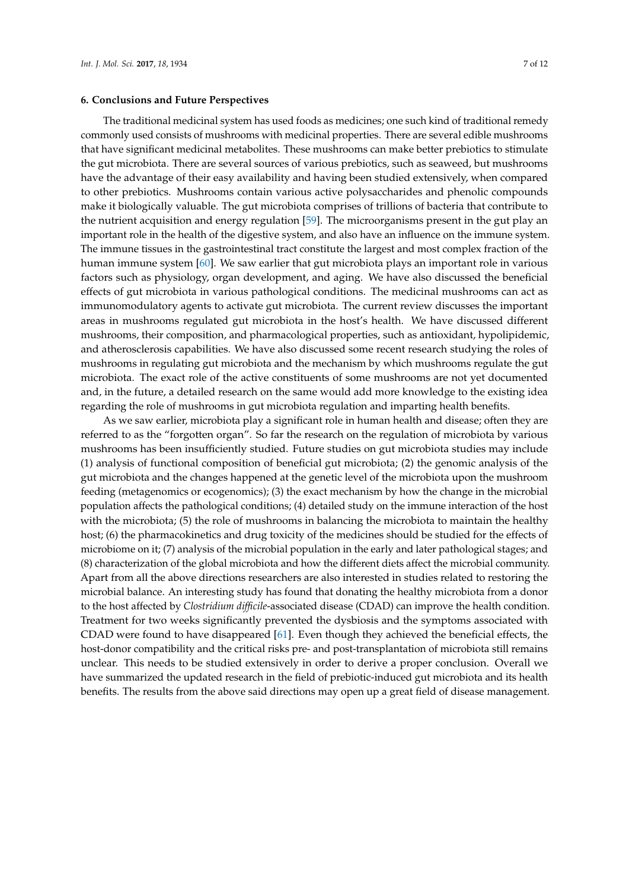## 6. Conclusions and Future Perspectives

The traditional medicinal system has used foods as medicines; one such kind of traditional remedy commonly used consists of mushrooms with medicinal properties. There are several edible mushrooms that have significant medicinal metabolites. These mushrooms can make better prebiotics to stimulate the gut microbiota. There are several sources of various prebiotics, such as seaweed, but mushrooms have the advantage of their easy availability and having been studied extensively, when compared to other prebiotics. Mushrooms contain various active polysaccharides and phenolic compounds make it biologically valuable. The gut microbiota comprises of trillions of bacteria that contribute to the nutrient acquisition and energy regulation [59]. The microorganisms present in the gut play an important role in the health of the digestive system, and also have an influence on the immune system. The immune tissues in the gastrointestinal tract constitute the largest and most complex fraction of the human immune system [60]. We saw earlier that gut microbiota plays an important role in various factors such as physiology, organ development, and aging. We have also discussed the beneficial effects of gut microbiota in various pathological conditions. The medicinal mushrooms can act as immunomodulatory agents to activate gut microbiota. The current review discusses the important areas in mushrooms regulated gut microbiota in the host's health. We have discussed different mushrooms, their composition, and pharmacological properties, such as antioxidant, hypolipidemic, and atherosclerosis capabilities. We have also discussed some recent research studying the roles of mushrooms in regulating gut microbiota and the mechanism by which mushrooms regulate the gut microbiota. The exact role of the active constituents of some mushrooms are not yet documented and, in the future, a detailed research on the same would add more knowledge to the existing idea regarding the role of mushrooms in gut microbiota regulation and imparting health benefits.

As we saw earlier, microbiota play a significant role in human health and disease; often they are referred to as the "forgotten organ". So far the research on the regulation of microbiota by various mushrooms has been insufficiently studied. Future studies on gut microbiota studies may include (1) analysis of functional composition of beneficial gut microbiota; (2) the genomic analysis of the gut microbiota and the changes happened at the genetic level of the microbiota upon the mushroom feeding (metagenomics or ecogenomics); (3) the exact mechanism by how the change in the microbial population affects the pathological conditions; (4) detailed study on the immune interaction of the host with the microbiota; (5) the role of mushrooms in balancing the microbiota to maintain the healthy host; (6) the pharmacokinetics and drug toxicity of the medicines should be studied for the effects of microbiome on it; (7) analysis of the microbial population in the early and later pathological stages; and (8) characterization of the global microbiota and how the different diets affect the microbial community. Apart from all the above directions researchers are also interested in studies related to restoring the microbial balance. An interesting study has found that donating the healthy microbiota from a donor to the host affected by *Clostridium difficile*-associated disease (CDAD) can improve the health condition. Treatment for two weeks significantly prevented the dysbiosis and the symptoms associated with CDAD were found to have disappeared [61]. Even though they achieved the beneficial effects, the host-donor compatibility and the critical risks pre- and post-transplantation of microbiota still remains unclear. This needs to be studied extensively in order to derive a proper conclusion. Overall we have summarized the updated research in the field of prebiotic-induced gut microbiota and its health benefits. The results from the above said directions may open up a great field of disease management.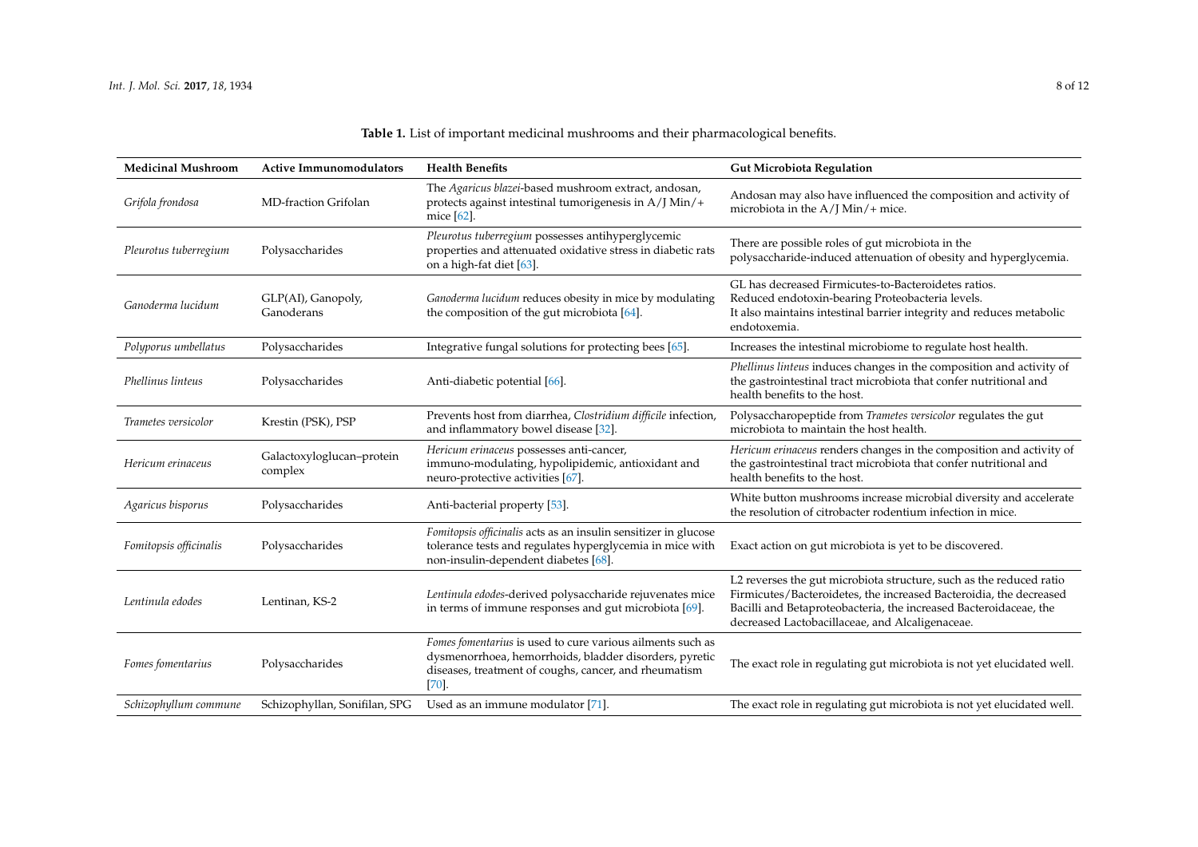**Table 1.** List of important medicinal mushrooms and their pharmacological benefits.

| Medicinal Mushroom | Active Immunomodulators | Health Benefits | Gut Microbiota Regulation |
|---|---|---|---|
| *Grifola frondosa* | MD-fraction Grifolan | The *Agaricus blazei*-based mushroom extract, andosan, protects against intestinal tumorigenesis in A/J Min/+ mice [62]. | Andosan may also have influenced the composition and activity of microbiota in the A/J Min/+ mice. |
| *Pleurotus tuberregium* | Polysaccharides | *Pleurotus tuberregium* possesses antihyperglycemic properties and attenuated oxidative stress in diabetic rats on a high-fat diet [63]. | There are possible roles of gut microbiota in the polysaccharide-induced attenuation of obesity and hyperglycemia. |
| *Ganoderma lucidum* | GLP(AI), Ganopoly, Ganoderans | *Ganoderma lucidum* reduces obesity in mice by modulating the composition of the gut microbiota [64]. | GL has decreased Firmicutes-to-Bacteroidetes ratios. Reduced endotoxin-bearing Proteobacteria levels. It also maintains intestinal barrier integrity and reduces metabolic endotoxemia. |
| *Polyporus umbellatus* | Polysaccharides | Integrative fungal solutions for protecting bees [65]. | Increases the intestinal microbiome to regulate host health. |
| *Phellinus linteus* | Polysaccharides | Anti-diabetic potential [66]. | *Phellinus linteus* induces changes in the composition and activity of the gastrointestinal tract microbiota that confer nutritional and health benefits to the host. |
| *Trametes versicolor* | Krestin (PSK), PSP | Prevents host from diarrhea, *Clostridium difficile* infection, and inflammatory bowel disease [32]. | Polysaccharopeptide from *Trametes versicolor* regulates the gut microbiota to maintain the host health. |
| *Hericum erinaceus* | Galactoxyloglucan–protein complex | *Hericum erinaceus* possesses anti-cancer, immuno-modulating, hypolipidemic, antioxidant and neuro-protective activities [67]. | *Hericum erinaceus* renders changes in the composition and activity of the gastrointestinal tract microbiota that confer nutritional and health benefits to the host. |
| *Agaricus bisporus* | Polysaccharides | Anti-bacterial property [53]. | White button mushrooms increase microbial diversity and accelerate the resolution of citrobacter rodentium infection in mice. |
| *Fomitopsis officinalis* | Polysaccharides | *Fomitopsis officinalis* acts as an insulin sensitizer in glucose tolerance tests and regulates hyperglycemia in mice with non-insulin-dependent diabetes [68]. | Exact action on gut microbiota is yet to be discovered. |
| *Lentinula edodes* | Lentinan, KS-2 | *Lentinula edodes*-derived polysaccharide rejuvenates mice in terms of immune responses and gut microbiota [69]. | L2 reverses the gut microbiota structure, such as the reduced ratio Firmicutes/Bacteroidetes, the increased Bacteroidia, the decreased Bacilli and Betaproteobacteria, the increased Bacteroidaceae, the decreased Lactobacillaceae, and Alcaligenaceae. |
| *Fomes fomentarius* | Polysaccharides | *Fomes fomentarius* is used to cure various ailments such as dysmenorrhoea, hemorrhoids, bladder disorders, pyretic diseases, treatment of coughs, cancer, and rheumatism [70]. | The exact role in regulating gut microbiota is not yet elucidated well. |
| *Schizophyllum commune* | Schizophyllan, Sonifilan, SPG | Used as an immune modulator [71]. | The exact role in regulating gut microbiota is not yet elucidated well. |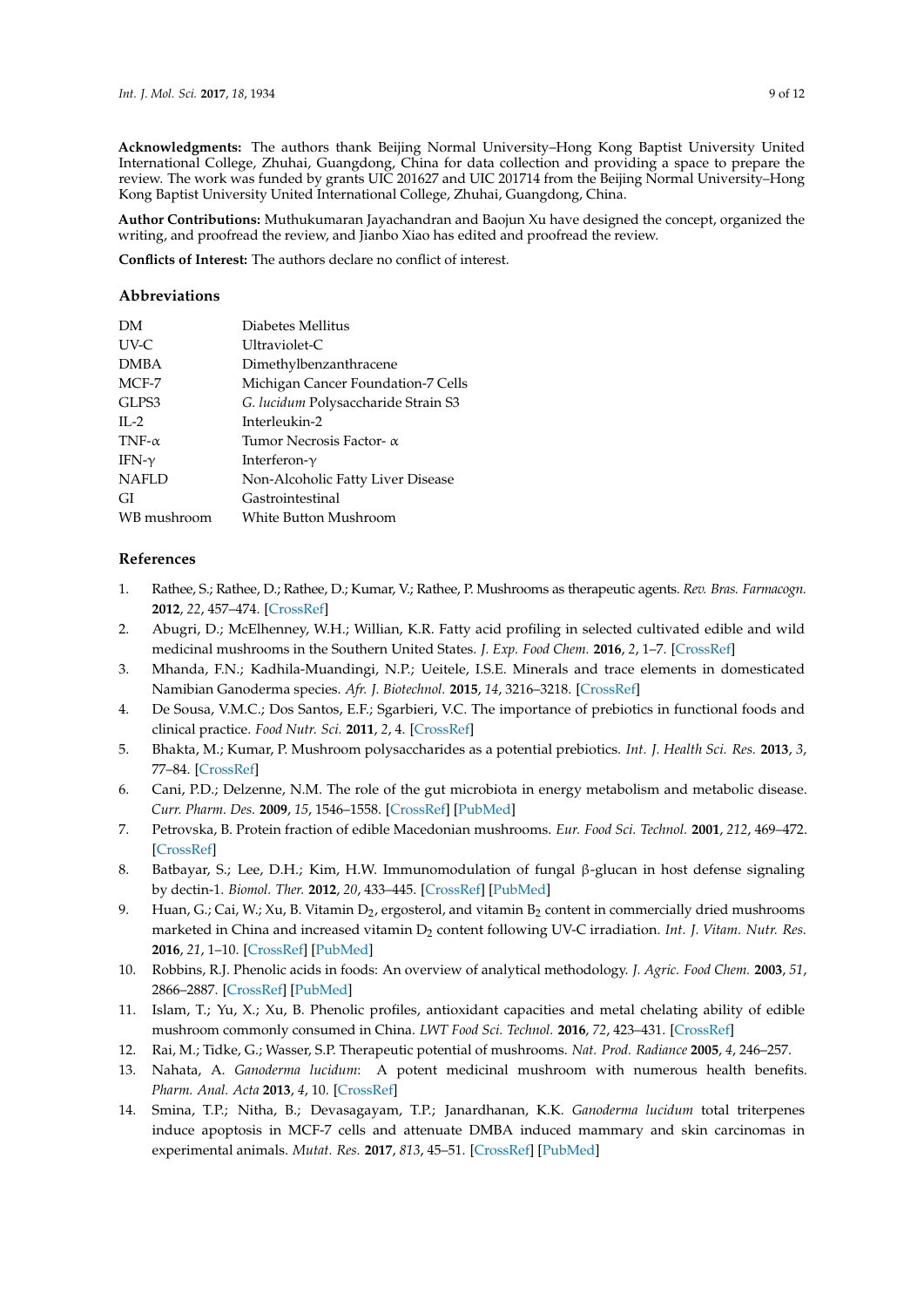**Acknowledgments:** The authors thank Beijing Normal University–Hong Kong Baptist University United International College, Zhuhai, Guangdong, China for data collection and providing a space to prepare the review. The work was funded by grants UIC 201627 and UIC 201714 from the Beijing Normal University–Hong Kong Baptist University United International College, Zhuhai, Guangdong, China.

**Author Contributions:** Muthukumaran Jayachandran and Baojun Xu have designed the concept, organized the writing, and proofread the review, and Jianbo Xiao has edited and proofread the review.

**Conflicts of Interest:** The authors declare no conflict of interest.

## Abbreviations

| | |
|---|---|
| DM | Diabetes Mellitus |
| UV-C | Ultraviolet-C |
| DMBA | Dimethylbenzanthracene |
| MCF-7 | Michigan Cancer Foundation-7 Cells |
| GLPS3 | *G. lucidum* Polysaccharide Strain S3 |
| IL-2 | Interleukin-2 |
| TNF-α | Tumor Necrosis Factor- α |
| IFN-γ | Interferon-γ |
| NAFLD | Non-Alcoholic Fatty Liver Disease |
| GI | Gastrointestinal |
| WB mushroom | White Button Mushroom |

## References

1. Rathee, S.; Rathee, D.; Rathee, D.; Kumar, V.; Rathee, P. Mushrooms as therapeutic agents. *Rev. Bras. Farmacogn.* **2012**, *22*, 457–474. [CrossRef]
2. Abugri, D.; McElhenney, W.H.; Willian, K.R. Fatty acid profiling in selected cultivated edible and wild medicinal mushrooms in the Southern United States. *J. Exp. Food Chem.* **2016**, *2*, 1–7. [CrossRef]
3. Mhanda, F.N.; Kadhila-Muandingi, N.P.; Ueitele, I.S.E. Minerals and trace elements in domesticated Namibian Ganoderma species. *Afr. J. Biotechnol.* **2015**, *14*, 3216–3218. [CrossRef]
4. De Sousa, V.M.C.; Dos Santos, E.F.; Sgarbieri, V.C. The importance of prebiotics in functional foods and clinical practice. *Food Nutr. Sci.* **2011**, *2*, 4. [CrossRef]
5. Bhakta, M.; Kumar, P. Mushroom polysaccharides as a potential prebiotics. *Int. J. Health Sci. Res.* **2013**, *3*, 77–84. [CrossRef]
6. Cani, P.D.; Delzenne, N.M. The role of the gut microbiota in energy metabolism and metabolic disease. *Curr. Pharm. Des.* **2009**, *15*, 1546–1558. [CrossRef] [PubMed]
7. Petrovska, B. Protein fraction of edible Macedonian mushrooms. *Eur. Food Sci. Technol.* **2001**, *212*, 469–472. [CrossRef]
8. Batbayar, S.; Lee, D.H.; Kim, H.W. Immunomodulation of fungal β-glucan in host defense signaling by dectin-1. *Biomol. Ther.* **2012**, *20*, 433–445. [CrossRef] [PubMed]
9. Huan, G.; Cai, W.; Xu, B. Vitamin $D_2$, ergosterol, and vitamin $B_2$ content in commercially dried mushrooms marketed in China and increased vitamin $D_2$ content following UV-C irradiation. *Int. J. Vitam. Nutr. Res.* **2016**, *21*, 1–10. [CrossRef] [PubMed]
10. Robbins, R.J. Phenolic acids in foods: An overview of analytical methodology. *J. Agric. Food Chem.* **2003**, *51*, 2866–2887. [CrossRef] [PubMed]
11. Islam, T.; Yu, X.; Xu, B. Phenolic profiles, antioxidant capacities and metal chelating ability of edible mushroom commonly consumed in China. *LWT Food Sci. Technol.* **2016**, *72*, 423–431. [CrossRef]
12. Rai, M.; Tidke, G.; Wasser, S.P. Therapeutic potential of mushrooms. *Nat. Prod. Radiance* **2005**, *4*, 246–257.
13. Nahata, A. *Ganoderma lucidum*: A potent medicinal mushroom with numerous health benefits. *Pharm. Anal. Acta* **2013**, *4*, 10. [CrossRef]
14. Smina, T.P.; Nitha, B.; Devasagayam, T.P.; Janardhanan, K.K. *Ganoderma lucidum* total triterpenes induce apoptosis in MCF-7 cells and attenuate DMBA induced mammary and skin carcinomas in experimental animals. *Mutat. Res.* **2017**, *813*, 45–51. [CrossRef] [PubMed]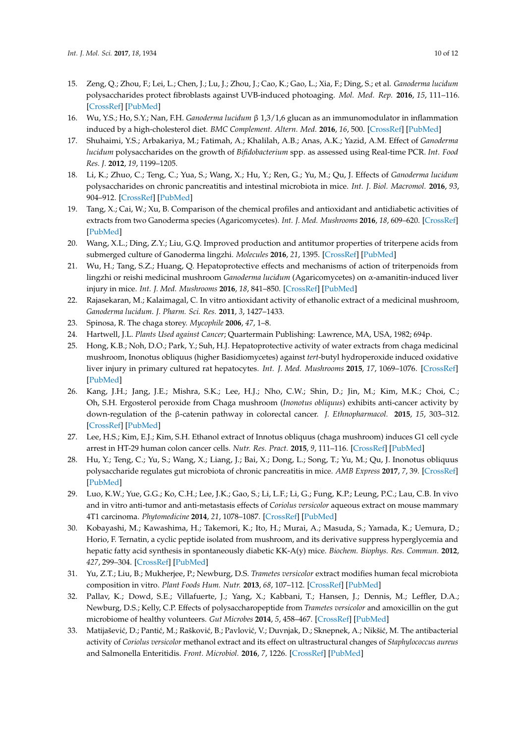15. Zeng, Q.; Zhou, F.; Lei, L.; Chen, J.; Lu, J.; Zhou, J.; Cao, K.; Gao, L.; Xia, F.; Ding, S.; et al. *Ganoderma lucidum* polysaccharides protect fibroblasts against UVB-induced photoaging. *Mol. Med. Rep.* **2016**, *15*, 111–116. [CrossRef] [PubMed]
16. Wu, Y.S.; Ho, S.Y.; Nan, F.H. *Ganoderma lucidum* β 1,3/1,6 glucan as an immunomodulator in inflammation induced by a high-cholesterol diet. *BMC Complement. Altern. Med.* **2016**, *16*, 500. [CrossRef] [PubMed]
17. Shuhaimi, Y.S.; Arbakariya, M.; Fatimah, A.; Khalilah, A.B.; Anas, A.K.; Yazid, A.M. Effect of *Ganoderma lucidum* polysaccharides on the growth of *Bifidobacterium* spp. as assessed using Real-time PCR. *Int. Food Res. J.* **2012**, *19*, 1199–1205.
18. Li, K.; Zhuo, C.; Teng, C.; Yua, S.; Wang, X.; Hu, Y.; Ren, G.; Yu, M.; Qu, J. Effects of *Ganoderma lucidum* polysaccharides on chronic pancreatitis and intestinal microbiota in mice. *Int. J. Biol. Macromol.* **2016**, *93*, 904–912. [CrossRef] [PubMed]
19. Tang, X.; Cai, W.; Xu, B. Comparison of the chemical profiles and antioxidant and antidiabetic activities of extracts from two Ganoderma species (Agaricomycetes). *Int. J. Med. Mushrooms* **2016**, *18*, 609–620. [CrossRef] [PubMed]
20. Wang, X.L.; Ding, Z.Y.; Liu, G.Q. Improved production and antitumor properties of triterpene acids from submerged culture of Ganoderma lingzhi. *Molecules* **2016**, *21*, 1395. [CrossRef] [PubMed]
21. Wu, H.; Tang, S.Z.; Huang, Q. Hepatoprotective effects and mechanisms of action of triterpenoids from lingzhi or reishi medicinal mushroom *Ganoderma lucidum* (Agaricomycetes) on α-amanitin-induced liver injury in mice. *Int. J. Med. Mushrooms* **2016**, *18*, 841–850. [CrossRef] [PubMed]
22. Rajasekaran, M.; Kalaimagal, C. In vitro antioxidant activity of ethanolic extract of a medicinal mushroom, *Ganoderma lucidum*. *J. Pharm. Sci. Res.* **2011**, *3*, 1427–1433.
23. Spinosa, R. The chaga storey. *Mycophile* **2006**, *47*, 1–8.
24. Hartwell, J.L. *Plants Used against Cancer*; Quartermain Publishing: Lawrence, MA, USA, 1982; 694p.
25. Hong, K.B.; Noh, D.O.; Park, Y.; Suh, H.J. Hepatoprotective activity of water extracts from chaga medicinal mushroom, Inonotus obliquus (higher Basidiomycetes) against *tert*-butyl hydroperoxide induced oxidative liver injury in primary cultured rat hepatocytes. *Int. J. Med. Mushrooms* **2015**, *17*, 1069–1076. [CrossRef] [PubMed]
26. Kang, J.H.; Jang, J.E.; Mishra, S.K.; Lee, H.J.; Nho, C.W.; Shin, D.; Jin, M.; Kim, M.K.; Choi, C.; Oh, S.H. Ergosterol peroxide from Chaga mushroom (*Inonotus obliquus*) exhibits anti-cancer activity by down-regulation of the β-catenin pathway in colorectal cancer. *J. Ethnopharmacol.* **2015**, *15*, 303–312. [CrossRef] [PubMed]
27. Lee, H.S.; Kim, E.J.; Kim, S.H. Ethanol extract of Innotus obliquus (chaga mushroom) induces G1 cell cycle arrest in HT-29 human colon cancer cells. *Nutr. Res. Pract.* **2015**, *9*, 111–116. [CrossRef] [PubMed]
28. Hu, Y.; Teng, C.; Yu, S.; Wang, X.; Liang, J.; Bai, X.; Dong, L.; Song, T.; Yu, M.; Qu, J. Inonotus obliquus polysaccharide regulates gut microbiota of chronic pancreatitis in mice. *AMB Express* **2017**, *7*, 39. [CrossRef] [PubMed]
29. Luo, K.W.; Yue, G.G.; Ko, C.H.; Lee, J.K.; Gao, S.; Li, L.F.; Li, G.; Fung, K.P.; Leung, P.C.; Lau, C.B. In vivo and in vitro anti-tumor and anti-metastasis effects of *Coriolus versicolor* aqueous extract on mouse mammary 4T1 carcinoma. *Phytomedicine* **2014**, *21*, 1078–1087. [CrossRef] [PubMed]
30. Kobayashi, M.; Kawashima, H.; Takemori, K.; Ito, H.; Murai, A.; Masuda, S.; Yamada, K.; Uemura, D.; Horio, F. Ternatin, a cyclic peptide isolated from mushroom, and its derivative suppress hyperglycemia and hepatic fatty acid synthesis in spontaneously diabetic KK-A(y) mice. *Biochem. Biophys. Res. Commun.* **2012**, *427*, 299–304. [CrossRef] [PubMed]
31. Yu, Z.T.; Liu, B.; Mukherjee, P.; Newburg, D.S. *Trametes versicolor* extract modifies human fecal microbiota composition in vitro. *Plant Foods Hum. Nutr.* **2013**, *68*, 107–112. [CrossRef] [PubMed]
32. Pallav, K.; Dowd, S.E.; Villafuerte, J.; Yang, X.; Kabbani, T.; Hansen, J.; Dennis, M.; Leffler, D.A.; Newburg, D.S.; Kelly, C.P. Effects of polysaccharopeptide from *Trametes versicolor* and amoxicillin on the gut microbiome of healthy volunteers. *Gut Microbes* **2014**, *5*, 458–467. [CrossRef] [PubMed]
33. Matijašević, D.; Pantić, M.; Rašković, B.; Pavlović, V.; Duvnjak, D.; Sknepnek, A.; Nikšić, M. The antibacterial activity of *Coriolus versicolor* methanol extract and its effect on ultrastructural changes of *Staphylococcus aureus* and Salmonella Enteritidis. *Front. Microbiol.* **2016**, *7*, 1226. [CrossRef] [PubMed]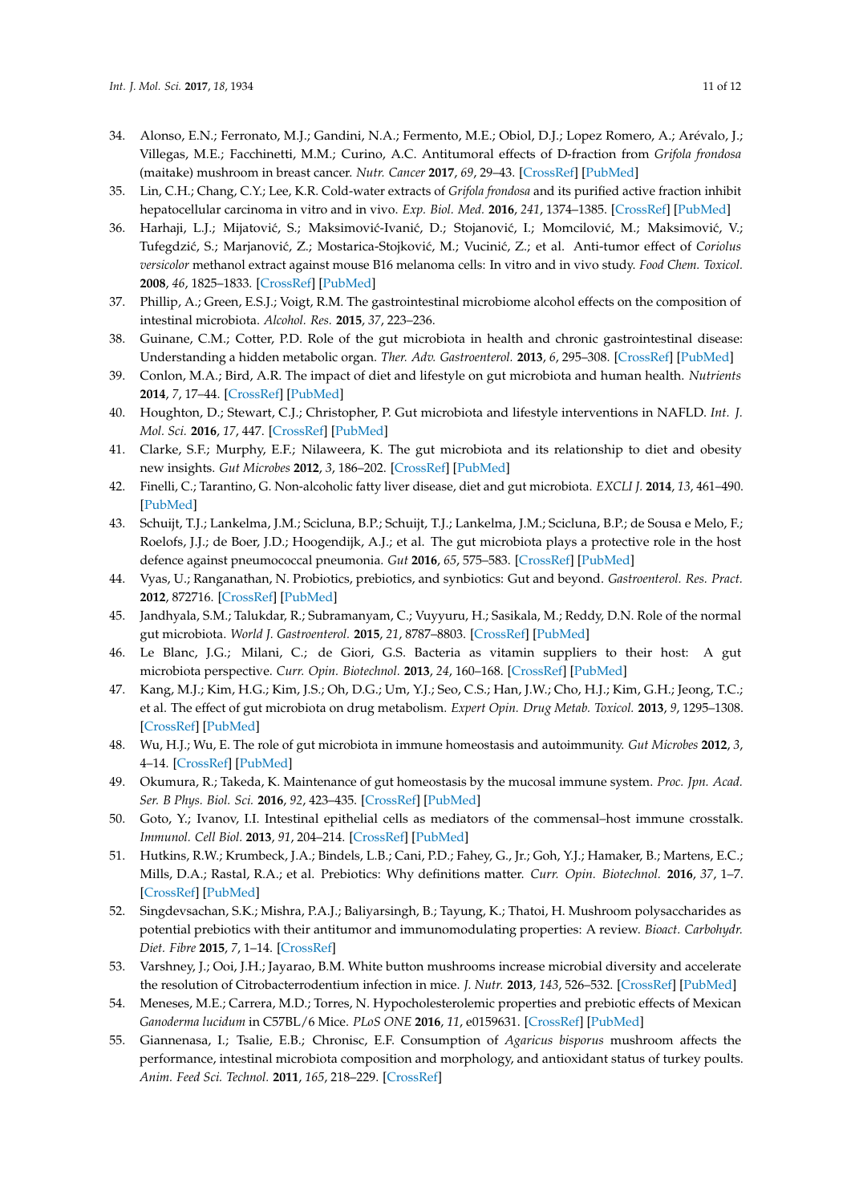34. Alonso, E.N.; Ferronato, M.J.; Gandini, N.A.; Fermento, M.E.; Obiol, D.J.; Lopez Romero, A.; Arévalo, J.; Villegas, M.E.; Facchinetti, M.M.; Curino, A.C. Antitumoral effects of D-fraction from *Grifola frondosa* (maitake) mushroom in breast cancer. *Nutr. Cancer* **2017**, *69*, 29–43. [CrossRef] [PubMed]
35. Lin, C.H.; Chang, C.Y.; Lee, K.R. Cold-water extracts of *Grifola frondosa* and its purified active fraction inhibit hepatocellular carcinoma in vitro and in vivo. *Exp. Biol. Med.* **2016**, *241*, 1374–1385. [CrossRef] [PubMed]
36. Harhaji, L.J.; Mijatović, S.; Maksimović-Ivanić, D.; Stojanović, I.; Momcilović, M.; Maksimović, V.; Tufegdzić, S.; Marjanović, Z.; Mostarica-Stojković, M.; Vucinić, Z.; et al. Anti-tumor effect of *Coriolus versicolor* methanol extract against mouse B16 melanoma cells: In vitro and in vivo study. *Food Chem. Toxicol.* **2008**, *46*, 1825–1833. [CrossRef] [PubMed]
37. Phillip, A.; Green, E.S.J.; Voigt, R.M. The gastrointestinal microbiome alcohol effects on the composition of intestinal microbiota. *Alcohol. Res.* **2015**, *37*, 223–236.
38. Guinane, C.M.; Cotter, P.D. Role of the gut microbiota in health and chronic gastrointestinal disease: Understanding a hidden metabolic organ. *Ther. Adv. Gastroenterol.* **2013**, *6*, 295–308. [CrossRef] [PubMed]
39. Conlon, M.A.; Bird, A.R. The impact of diet and lifestyle on gut microbiota and human health. *Nutrients* **2014**, *7*, 17–44. [CrossRef] [PubMed]
40. Houghton, D.; Stewart, C.J.; Christopher, P. Gut microbiota and lifestyle interventions in NAFLD. *Int. J. Mol. Sci.* **2016**, *17*, 447. [CrossRef] [PubMed]
41. Clarke, S.F.; Murphy, E.F.; Nilaweera, K. The gut microbiota and its relationship to diet and obesity new insights. *Gut Microbes* **2012**, *3*, 186–202. [CrossRef] [PubMed]
42. Finelli, C.; Tarantino, G. Non-alcoholic fatty liver disease, diet and gut microbiota. *EXCLI J.* **2014**, *13*, 461–490. [PubMed]
43. Schuijt, T.J.; Lankelma, J.M.; Scicluna, B.P.; Schuijt, T.J.; Lankelma, J.M.; Scicluna, B.P.; de Sousa e Melo, F.; Roelofs, J.J.; de Boer, J.D.; Hoogendijk, A.J.; et al. The gut microbiota plays a protective role in the host defence against pneumococcal pneumonia. *Gut* **2016**, *65*, 575–583. [CrossRef] [PubMed]
44. Vyas, U.; Ranganathan, N. Probiotics, prebiotics, and synbiotics: Gut and beyond. *Gastroenterol. Res. Pract.* **2012**, 872716. [CrossRef] [PubMed]
45. Jandhyala, S.M.; Talukdar, R.; Subramanyam, C.; Vuyyuru, H.; Sasikala, M.; Reddy, D.N. Role of the normal gut microbiota. *World J. Gastroenterol.* **2015**, *21*, 8787–8803. [CrossRef] [PubMed]
46. Le Blanc, J.G.; Milani, C.; de Giori, G.S. Bacteria as vitamin suppliers to their host: A gut microbiota perspective. *Curr. Opin. Biotechnol.* **2013**, *24*, 160–168. [CrossRef] [PubMed]
47. Kang, M.J.; Kim, H.G.; Kim, J.S.; Oh, D.G.; Um, Y.J.; Seo, C.S.; Han, J.W.; Cho, H.J.; Kim, G.H.; Jeong, T.C.; et al. The effect of gut microbiota on drug metabolism. *Expert Opin. Drug Metab. Toxicol.* **2013**, *9*, 1295–1308. [CrossRef] [PubMed]
48. Wu, H.J.; Wu, E. The role of gut microbiota in immune homeostasis and autoimmunity. *Gut Microbes* **2012**, *3*, 4–14. [CrossRef] [PubMed]
49. Okumura, R.; Takeda, K. Maintenance of gut homeostasis by the mucosal immune system. *Proc. Jpn. Acad. Ser. B Phys. Biol. Sci.* **2016**, *92*, 423–435. [CrossRef] [PubMed]
50. Goto, Y.; Ivanov, I.I. Intestinal epithelial cells as mediators of the commensal–host immune crosstalk. *Immunol. Cell Biol.* **2013**, *91*, 204–214. [CrossRef] [PubMed]
51. Hutkins, R.W.; Krumbeck, J.A.; Bindels, L.B.; Cani, P.D.; Fahey, G., Jr.; Goh, Y.J.; Hamaker, B.; Martens, E.C.; Mills, D.A.; Rastal, R.A.; et al. Prebiotics: Why definitions matter. *Curr. Opin. Biotechnol.* **2016**, *37*, 1–7. [CrossRef] [PubMed]
52. Singdevsachan, S.K.; Mishra, P.A.J.; Baliyarsingh, B.; Tayung, K.; Thatoi, H. Mushroom polysaccharides as potential prebiotics with their antitumor and immunomodulating properties: A review. *Bioact. Carbohydr. Diet. Fibre* **2015**, *7*, 1–14. [CrossRef]
53. Varshney, J.; Ooi, J.H.; Jayarao, B.M. White button mushrooms increase microbial diversity and accelerate the resolution of Citrobacterrodentium infection in mice. *J. Nutr.* **2013**, *143*, 526–532. [CrossRef] [PubMed]
54. Meneses, M.E.; Carrera, M.D.; Torres, N. Hypocholesterolemic properties and prebiotic effects of Mexican *Ganoderma lucidum* in C57BL/6 Mice. *PLoS ONE* **2016**, *11*, e0159631. [CrossRef] [PubMed]
55. Giannenasa, I.; Tsalie, E.B.; Chronisc, E.F. Consumption of *Agaricus bisporus* mushroom affects the performance, intestinal microbiota composition and morphology, and antioxidant status of turkey poults. *Anim. Feed Sci. Technol.* **2011**, *165*, 218–229. [CrossRef]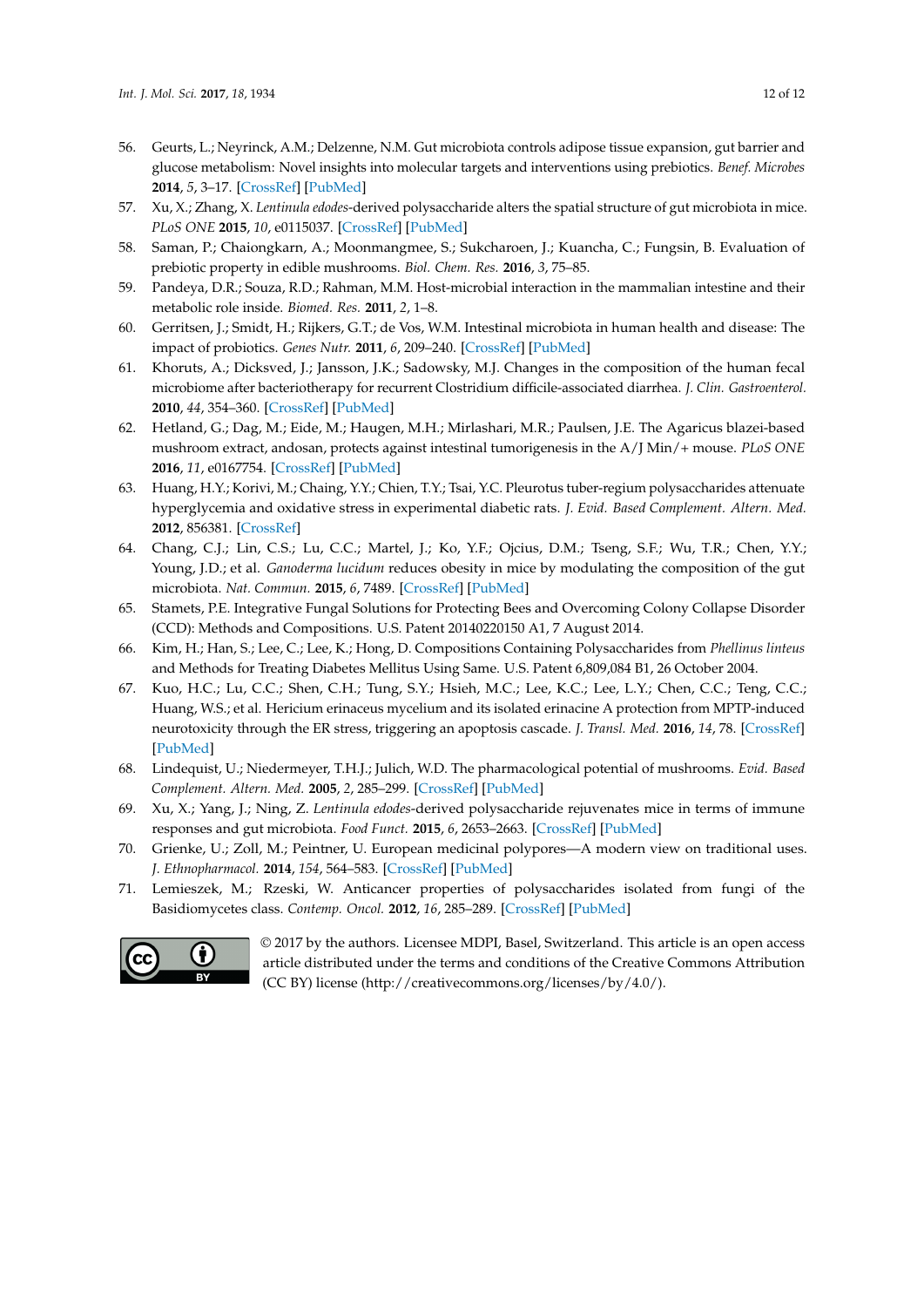56. Geurts, L.; Neyrinck, A.M.; Delzenne, N.M. Gut microbiota controls adipose tissue expansion, gut barrier and glucose metabolism: Novel insights into molecular targets and interventions using prebiotics. *Benef. Microbes* **2014**, *5*, 3–17. [CrossRef] [PubMed]
57. Xu, X.; Zhang, X. *Lentinula edodes*-derived polysaccharide alters the spatial structure of gut microbiota in mice. *PLoS ONE* **2015**, *10*, e0115037. [CrossRef] [PubMed]
58. Saman, P.; Chaiongkarn, A.; Moonmangmee, S.; Sukcharoen, J.; Kuancha, C.; Fungsin, B. Evaluation of prebiotic property in edible mushrooms. *Biol. Chem. Res.* **2016**, *3*, 75–85.
59. Pandeya, D.R.; Souza, R.D.; Rahman, M.M. Host-microbial interaction in the mammalian intestine and their metabolic role inside. *Biomed. Res.* **2011**, *2*, 1–8.
60. Gerritsen, J.; Smidt, H.; Rijkers, G.T.; de Vos, W.M. Intestinal microbiota in human health and disease: The impact of probiotics. *Genes Nutr.* **2011**, *6*, 209–240. [CrossRef] [PubMed]
61. Khoruts, A.; Dicksved, J.; Jansson, J.K.; Sadowsky, M.J. Changes in the composition of the human fecal microbiome after bacteriotherapy for recurrent Clostridium difficile-associated diarrhea. *J. Clin. Gastroenterol.* **2010**, *44*, 354–360. [CrossRef] [PubMed]
62. Hetland, G.; Dag, M.; Eide, M.; Haugen, M.H.; Mirlashari, M.R.; Paulsen, J.E. The Agaricus blazei-based mushroom extract, andosan, protects against intestinal tumorigenesis in the A/J Min/+ mouse. *PLoS ONE* **2016**, *11*, e0167754. [CrossRef] [PubMed]
63. Huang, H.Y.; Korivi, M.; Chaing, Y.Y.; Chien, T.Y.; Tsai, Y.C. Pleurotus tuber-regium polysaccharides attenuate hyperglycemia and oxidative stress in experimental diabetic rats. *J. Evid. Based Complement. Altern. Med.* **2012**, 856381. [CrossRef]
64. Chang, C.J.; Lin, C.S.; Lu, C.C.; Martel, J.; Ko, Y.F.; Ojcius, D.M.; Tseng, S.F.; Wu, T.R.; Chen, Y.Y.; Young, J.D.; et al. *Ganoderma lucidum* reduces obesity in mice by modulating the composition of the gut microbiota. *Nat. Commun.* **2015**, *6*, 7489. [CrossRef] [PubMed]
65. Stamets, P.E. Integrative Fungal Solutions for Protecting Bees and Overcoming Colony Collapse Disorder (CCD): Methods and Compositions. U.S. Patent 20140220150 A1, 7 August 2014.
66. Kim, H.; Han, S.; Lee, C.; Lee, K.; Hong, D. Compositions Containing Polysaccharides from *Phellinus linteus* and Methods for Treating Diabetes Mellitus Using Same. U.S. Patent 6,809,084 B1, 26 October 2004.
67. Kuo, H.C.; Lu, C.C.; Shen, C.H.; Tung, S.Y.; Hsieh, M.C.; Lee, K.C.; Lee, L.Y.; Chen, C.C.; Teng, C.C.; Huang, W.S.; et al. Hericium erinaceus mycelium and its isolated erinacine A protection from MPTP-induced neurotoxicity through the ER stress, triggering an apoptosis cascade. *J. Transl. Med.* **2016**, *14*, 78. [CrossRef] [PubMed]
68. Lindequist, U.; Niedermeyer, T.H.J.; Julich, W.D. The pharmacological potential of mushrooms. *Evid. Based Complement. Altern. Med.* **2005**, *2*, 285–299. [CrossRef] [PubMed]
69. Xu, X.; Yang, J.; Ning, Z. *Lentinula edodes*-derived polysaccharide rejuvenates mice in terms of immune responses and gut microbiota. *Food Funct.* **2015**, *6*, 2653–2663. [CrossRef] [PubMed]
70. Grienke, U.; Zoll, M.; Peintner, U. European medicinal polypores—A modern view on traditional uses. *J. Ethnopharmacol.* **2014**, *154*, 564–583. [CrossRef] [PubMed]
71. Lemieszek, M.; Rzeski, W. Anticancer properties of polysaccharides isolated from fungi of the Basidiomycetes class. *Contemp. Oncol.* **2012**, *16*, 285–289. [CrossRef] [PubMed]

© 2017 by the authors. Licensee MDPI, Basel, Switzerland. This article is an open access article distributed under the terms and conditions of the Creative Commons Attribution (CC BY) license (http://creativecommons.org/licenses/by/4.0/).